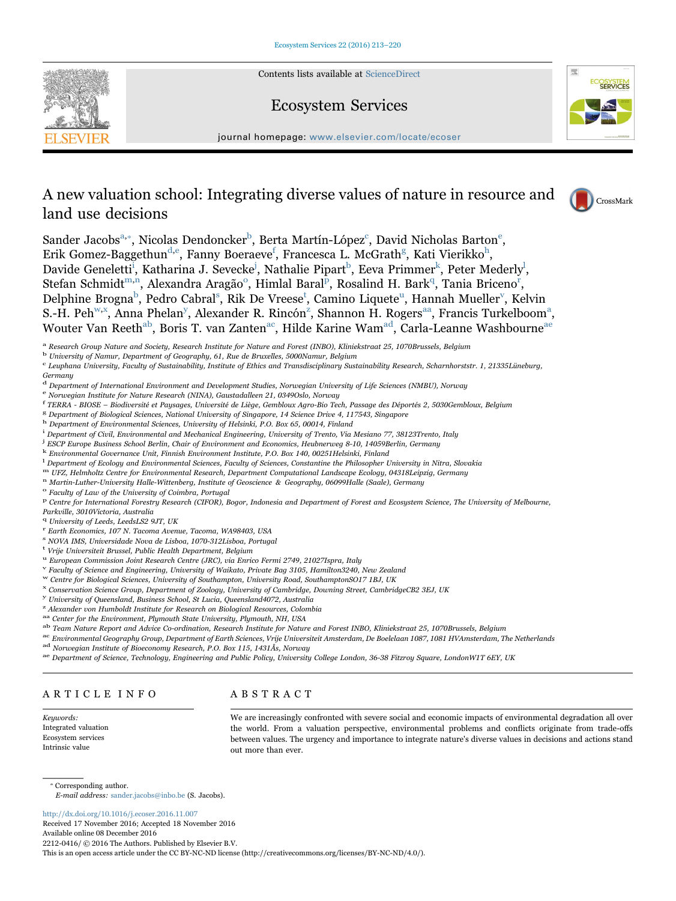# A new valuation school: Integrating diverse values of nature in resource and land use decisions

Sander Jacobs[a,*], Nicolas Dendoncker[b], Berta Martín-López[c], David Nicholas Barton[e], Erik Gomez-Baggethun[d,e], Fanny Boeraeve[f], Francesca L. McGrath[g], Kati Vierikko[h], Davide Geneletti[i], Katharina J. Sevecke[j], Nathalie Pipart[b], Eeva Primmer[k], Peter Mederly[l], Stefan Schmidt[m,n], Alexandra Aragão[o], Himlal Baral[p], Rosalind H. Bark[q], Tania Briceno[r], Delphine Brogna[b], Pedro Cabral[s], Rik De Vreese[t], Camino Liquete[u], Hannah Mueller[v], Kelvin S.-H. Peh[w,x], Anna Phelan[y], Alexander R. Rincón[z], Shannon H. Rogers[aa], Francis Turkelboom[a], Wouter Van Reeth[ab], Boris T. van Zanten[ac], Hilde Karine Wam[ad], Carla-Leanne Washbourne[ae]

[a] Research Group Nature and Society, Research Institute for Nature and Forest (INBO), Kliniekstraat 25, 1070Brussels, Belgium
[b] University of Namur, Department of Geography, 61, Rue de Bruxelles, 5000Namur, Belgium
[c] Leuphana University, Faculty of Sustainability, Institute of Ethics and Transdisciplinary Sustainability Research, Scharnhorststr. 1, 21335Lüneburg, Germany
[d] Department of International Environment and Development Studies, Norwegian University of Life Sciences (NMBU), Norway
[e] Norwegian Institute for Nature Research (NINA), Gaustadalleen 21, 0349Oslo, Norway
[f] TERRA - BIOSE – Biodiversité et Paysages, Université de Liège, Gembloux Agro-Bio Tech, Passage des Déportés 2, 5030Gembloux, Belgium
[g] Department of Biological Sciences, National University of Singapore, 14 Science Drive 4, 117543, Singapore
[h] Department of Environmental Sciences, University of Helsinki, P.O. Box 65, 00014, Finland
[i] Department of Civil, Environmental and Mechanical Engineering, University of Trento, Via Mesiano 77, 38123Trento, Italy
[j] ESCP Europe Business School Berlin, Chair of Environment and Economics, Heubnerweg 8-10, 14059Berlin, Germany
[k] Environmental Governance Unit, Finnish Environment Institute, P.O. Box 140, 00251Helsinki, Finland
[l] Department of Ecology and Environmental Sciences, Faculty of Sciences, Constantine the Philosopher University in Nitra, Slovakia
[m] UFZ, Helmholtz Centre for Environmental Research, Department Computational Landscape Ecology, 04318Leipzig, Germany
[n] Martin-Luther-University Halle-Wittenberg, Institute of Geoscience & Geography, 06099Halle (Saale), Germany
[o] Faculty of Law of the University of Coimbra, Portugal
[p] Centre for International Forestry Research (CIFOR), Bogor, Indonesia and Department of Forest and Ecosystem Science, The University of Melbourne, Parkville, 3010Victoria, Australia
[q] University of Leeds, LeedsLS2 9JT, UK
[r] Earth Economics, 107 N. Tacoma Avenue, Tacoma, WA98403, USA
[s] NOVA IMS, Universidade Nova de Lisboa, 1070-312Lisboa, Portugal
[t] Vrije Universiteit Brussel, Public Health Department, Belgium
[u] European Commission Joint Research Centre (JRC), via Enrico Fermi 2749, 21027Ispra, Italy
[v] Faculty of Science and Engineering, University of Waikato, Private Bag 3105, Hamilton3240, New Zealand
[w] Centre for Biological Sciences, University of Southampton, University Road, SouthamptonSO17 1BJ, UK
[x] Conservation Science Group, Department of Zoology, University of Cambridge, Downing Street, CambridgeCB2 3EJ, UK
[y] University of Queensland, Business School, St Lucia, Queensland4072, Australia
[z] Alexander von Humboldt Institute for Research on Biological Resources, Colombia
[aa] Center for the Environment, Plymouth State University, Plymouth, NH, USA
[ab] Team Nature Report and Advice Co-ordination, Research Institute for Nature and Forest INBO, Kliniekstraat 25, 1070Brussels, Belgium
[ac] Environmental Geography Group, Department of Earth Sciences, Vrije Universiteit Amsterdam, De Boelelaan 1087, 1081 HVAmsterdam, The Netherlands
[ad] Norwegian Institute of Bioeconomy Research, P.O. Box 115, 1431Ås, Norway
[ae] Department of Science, Technology, Engineering and Public Policy, University College London, 36-38 Fitzroy Square, LondonW1T 6EY, UK

## ARTICLE INFO

*Keywords:*
Integrated valuation
Ecosystem services
Intrinsic value

## ABSTRACT

We are increasingly confronted with severe social and economic impacts of environmental degradation all over the world. From a valuation perspective, environmental problems and conflicts originate from trade-offs between values. The urgency and importance to integrate nature's diverse values in decisions and actions stand out more than ever.

* Corresponding author.
*E-mail address:* sander.jacobs@inbo.be (S. Jacobs).

http://dx.doi.org/10.1016/j.ecoser.2016.11.007
Received 17 November 2016; Accepted 18 November 2016
Available online 08 December 2016
2212-0416/ © 2016 The Authors. Published by Elsevier B.V.
This is an open access article under the CC BY-NC-ND license (http://creativecommons.org/licenses/BY-NC-ND/4.0/).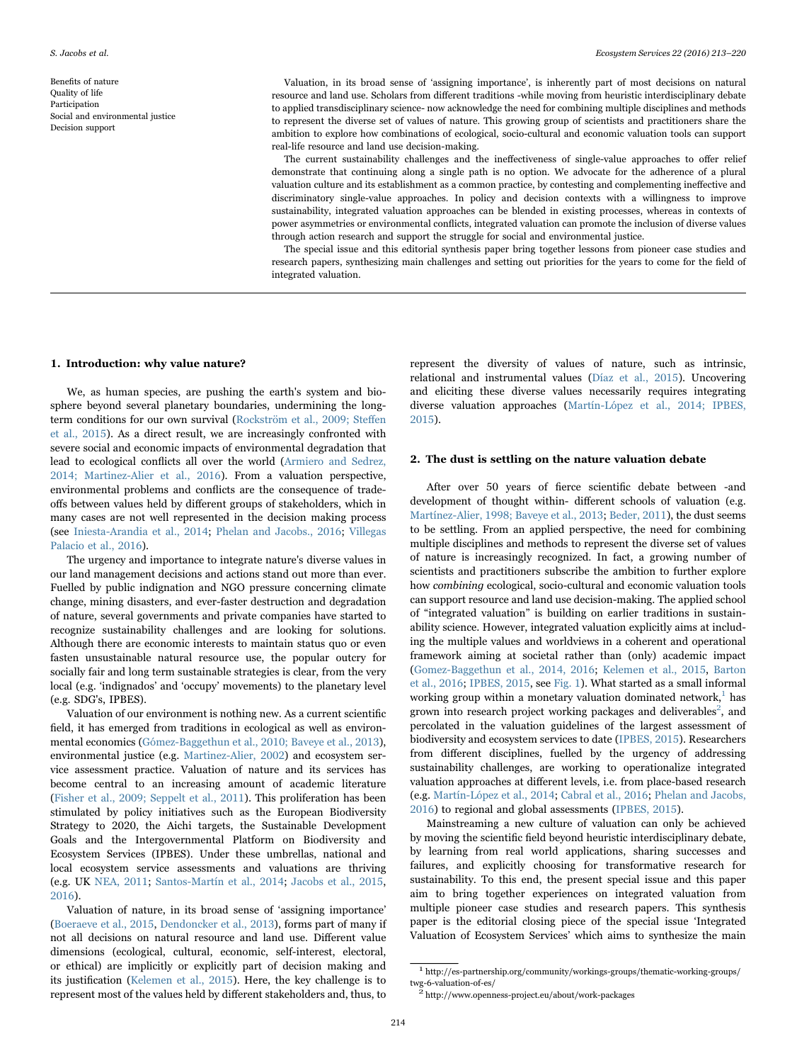Benefits of nature
Quality of life
Participation
Social and environmental justice
Decision support

Valuation, in its broad sense of 'assigning importance', is inherently part of most decisions on natural resource and land use. Scholars from different traditions -while moving from heuristic interdisciplinary debate to applied transdisciplinary science- now acknowledge the need for combining multiple disciplines and methods to represent the diverse set of values of nature. This growing group of scientists and practitioners share the ambition to explore how combinations of ecological, socio-cultural and economic valuation tools can support real-life resource and land use decision-making.

The current sustainability challenges and the ineffectiveness of single-value approaches to offer relief demonstrate that continuing along a single path is no option. We advocate for the adherence of a plural valuation culture and its establishment as a common practice, by contesting and complementing ineffective and discriminatory single-value approaches. In policy and decision contexts with a willingness to improve sustainability, integrated valuation approaches can be blended in existing processes, whereas in contexts of power asymmetries or environmental conflicts, integrated valuation can promote the inclusion of diverse values through action research and support the struggle for social and environmental justice.

The special issue and this editorial synthesis paper bring together lessons from pioneer case studies and research papers, synthesizing main challenges and setting out priorities for the years to come for the field of integrated valuation.

## 1. Introduction: why value nature?

We, as human species, are pushing the earth's system and biosphere beyond several planetary boundaries, undermining the long-term conditions for our own survival (Rockström et al., 2009; Steffen et al., 2015). As a direct result, we are increasingly confronted with severe social and economic impacts of environmental degradation that lead to ecological conflicts all over the world (Armiero and Sedrez, 2014; Martinez-Alier et al., 2016). From a valuation perspective, environmental problems and conflicts are the consequence of trade-offs between values held by different groups of stakeholders, which in many cases are not well represented in the decision making process (see Iniesta-Arandia et al., 2014; Phelan and Jacobs., 2016; Villegas Palacio et al., 2016).

The urgency and importance to integrate nature's diverse values in our land management decisions and actions stand out more than ever. Fuelled by public indignation and NGO pressure concerning climate change, mining disasters, and ever-faster destruction and degradation of nature, several governments and private companies have started to recognize sustainability challenges and are looking for solutions. Although there are economic interests to maintain status quo or even fasten unsustainable natural resource use, the popular outcry for socially fair and long term sustainable strategies is clear, from the very local (e.g. 'indignados' and 'occupy' movements) to the planetary level (e.g. SDG's, IPBES).

Valuation of our environment is nothing new. As a current scientific field, it has emerged from traditions in ecological as well as environmental economics (Gómez-Baggethun et al., 2010; Baveye et al., 2013), environmental justice (e.g. Martinez-Alier, 2002) and ecosystem service assessment practice. Valuation of nature and its services has become central to an increasing amount of academic literature (Fisher et al., 2009; Seppelt et al., 2011). This proliferation has been stimulated by policy initiatives such as the European Biodiversity Strategy to 2020, the Aichi targets, the Sustainable Development Goals and the Intergovernmental Platform on Biodiversity and Ecosystem Services (IPBES). Under these umbrellas, national and local ecosystem service assessments and valuations are thriving (e.g. UK NEA, 2011; Santos-Martín et al., 2014; Jacobs et al., 2015, 2016).

Valuation of nature, in its broad sense of 'assigning importance' (Boeraeve et al., 2015, Dendoncker et al., 2013), forms part of many if not all decisions on natural resource and land use. Different value dimensions (ecological, cultural, economic, self-interest, electoral, or ethical) are implicitly or explicitly part of decision making and its justification (Kelemen et al., 2015). Here, the key challenge is to represent most of the values held by different stakeholders and, thus, to represent the diversity of values of nature, such as intrinsic, relational and instrumental values (Díaz et al., 2015). Uncovering and eliciting these diverse values necessarily requires integrating diverse valuation approaches (Martín-López et al., 2014; IPBES, 2015).

## 2. The dust is settling on the nature valuation debate

After over 50 years of fierce scientific debate between -and development of thought within- different schools of valuation (e.g. Martínez-Alier, 1998; Baveye et al., 2013; Beder, 2011), the dust seems to be settling. From an applied perspective, the need for combining multiple disciplines and methods to represent the diverse set of values of nature is increasingly recognized. In fact, a growing number of scientists and practitioners subscribe the ambition to further explore how *combining* ecological, socio-cultural and economic valuation tools can support resource and land use decision-making. The applied school of "integrated valuation" is building on earlier traditions in sustainability science. However, integrated valuation explicitly aims at including the multiple values and worldviews in a coherent and operational framework aiming at societal rather than (only) academic impact (Gomez-Baggethun et al., 2014, 2016; Kelemen et al., 2015, Barton et al., 2016; IPBES, 2015, see Fig. 1). What started as a small informal working group within a monetary valuation dominated network,[1] has grown into research project working packages and deliverables[2], and percolated in the valuation guidelines of the largest assessment of biodiversity and ecosystem services to date (IPBES, 2015). Researchers from different disciplines, fuelled by the urgency of addressing sustainability challenges, are working to operationalize integrated valuation approaches at different levels, i.e. from place-based research (e.g. Martín-López et al., 2014; Cabral et al., 2016; Phelan and Jacobs, 2016) to regional and global assessments (IPBES, 2015).

Mainstreaming a new culture of valuation can only be achieved by moving the scientific field beyond heuristic interdisciplinary debate, by learning from real world applications, sharing successes and failures, and explicitly choosing for transformative research for sustainability. To this end, the present special issue and this paper aim to bring together experiences on integrated valuation from multiple pioneer case studies and research papers. This synthesis paper is the editorial closing piece of the special issue 'Integrated Valuation of Ecosystem Services' which aims to synthesize the main

[1] http://es-partnership.org/community/workings-groups/thematic-working-groups/twg-6-valuation-of-es/

[2] http://www.openness-project.eu/about/work-packages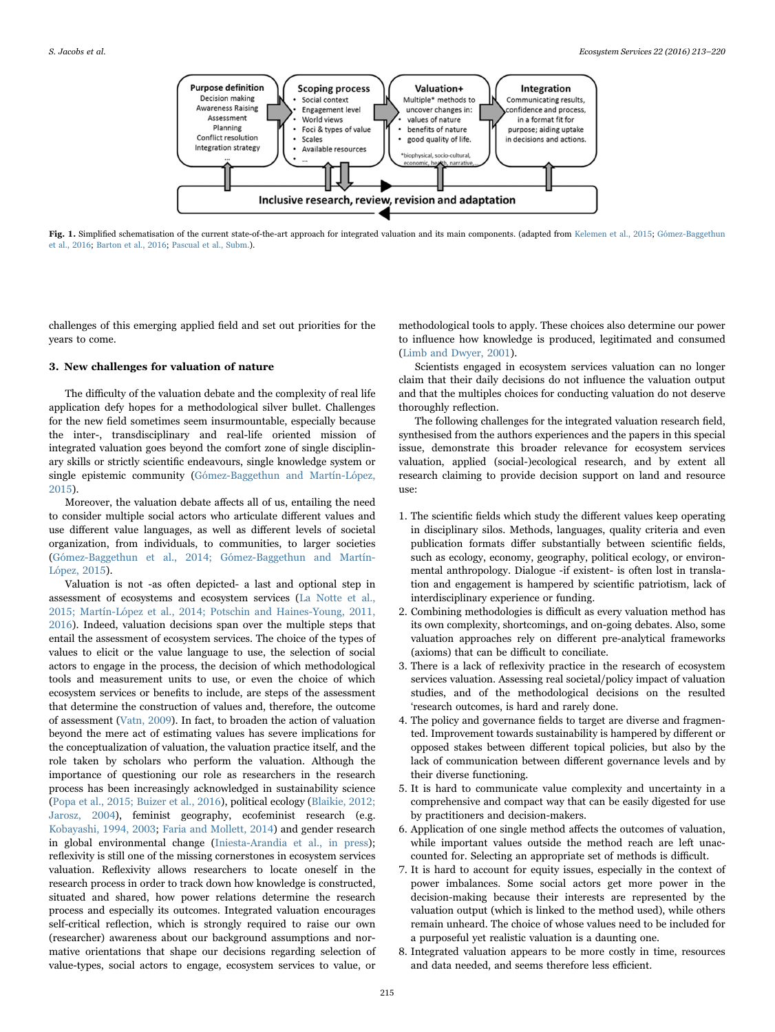Purpose definition
Decision making
Awareness Raising
Assessment
Planning
Conflict resolution
Integration strategy
...

Scoping process
- Social context
- Engagement level
- World views
- Foci & types of value
- Scales
- Available resources
- ...

Valuation+
Multiple* methods to uncover changes in:
- values of nature
- benefits of nature
- good quality of life.

*biophysical, socio-cultural, economic, health, narrative,...

Integration
Communicating results, confidence and process, in a format fit for purpose; aiding uptake in decisions and actions.

Inclusive research, review, revision and adaptation

**Fig. 1.** Simplified schematisation of the current state-of-the-art approach for integrated valuation and its main components. (adapted from Kelemen et al., 2015; Gómez-Baggethun et al., 2016; Barton et al., 2016; Pascual et al., Subm.).

challenges of this emerging applied field and set out priorities for the years to come.

## 3. New challenges for valuation of nature

The difficulty of the valuation debate and the complexity of real life application defy hopes for a methodological silver bullet. Challenges for the new field sometimes seem insurmountable, especially because the inter-, transdisciplinary and real-life oriented mission of integrated valuation goes beyond the comfort zone of single disciplinary skills or strictly scientific endeavours, single knowledge system or single epistemic community (Gómez-Baggethun and Martín-López, 2015).

Moreover, the valuation debate affects all of us, entailing the need to consider multiple social actors who articulate different values and use different value languages, as well as different levels of societal organization, from individuals, to communities, to larger societies (Gómez-Baggethun et al., 2014; Gómez-Baggethun and Martín-López, 2015).

Valuation is not -as often depicted- a last and optional step in assessment of ecosystems and ecosystem services (La Notte et al., 2015; Martín-López et al., 2014; Potschin and Haines-Young, 2011, 2016). Indeed, valuation decisions span over the multiple steps that entail the assessment of ecosystem services. The choice of the types of values to elicit or the value language to use, the selection of social actors to engage in the process, the decision of which methodological tools and measurement units to use, or even the choice of which ecosystem services or benefits to include, are steps of the assessment that determine the construction of values and, therefore, the outcome of assessment (Vatn, 2009). In fact, to broaden the action of valuation beyond the mere act of estimating values has severe implications for the conceptualization of valuation, the valuation practice itself, and the role taken by scholars who perform the valuation. Although the importance of questioning our role as researchers in the research process has been increasingly acknowledged in sustainability science (Popa et al., 2015; Buizer et al., 2016), political ecology (Blaikie, 2012; Jarosz, 2004), feminist geography, ecofeminist research (e.g. Kobayashi, 1994, 2003; Faria and Mollett, 2014) and gender research in global environmental change (Iniesta-Arandia et al., in press); reflexivity is still one of the missing cornerstones in ecosystem services valuation. Reflexivity allows researchers to locate oneself in the research process in order to track down how knowledge is constructed, situated and shared, how power relations determine the research process and especially its outcomes. Integrated valuation encourages self-critical reflection, which is strongly required to raise our own (researcher) awareness about our background assumptions and normative orientations that shape our decisions regarding selection of value-types, social actors to engage, ecosystem services to value, or methodological tools to apply. These choices also determine our power to influence how knowledge is produced, legitimated and consumed (Limb and Dwyer, 2001).

Scientists engaged in ecosystem services valuation can no longer claim that their daily decisions do not influence the valuation output and that the multiples choices for conducting valuation do not deserve thoroughly reflection.

The following challenges for the integrated valuation research field, synthesised from the authors experiences and the papers in this special issue, demonstrate this broader relevance for ecosystem services valuation, applied (social-)ecological research, and by extent all research claiming to provide decision support on land and resource use:

1. The scientific fields which study the different values keep operating in disciplinary silos. Methods, languages, quality criteria and even publication formats differ substantially between scientific fields, such as ecology, economy, geography, political ecology, or environmental anthropology. Dialogue -if existent- is often lost in translation and engagement is hampered by scientific patriotism, lack of interdisciplinary experience or funding.
2. Combining methodologies is difficult as every valuation method has its own complexity, shortcomings, and on-going debates. Also, some valuation approaches rely on different pre-analytical frameworks (axioms) that can be difficult to conciliate.
3. There is a lack of reflexivity practice in the research of ecosystem services valuation. Assessing real societal/policy impact of valuation studies, and of the methodological decisions on the resulted 'research outcomes, is hard and rarely done.
4. The policy and governance fields to target are diverse and fragmented. Improvement towards sustainability is hampered by different or opposed stakes between different topical policies, but also by the lack of communication between different governance levels and by their diverse functioning.
5. It is hard to communicate value complexity and uncertainty in a comprehensive and compact way that can be easily digested for use by practitioners and decision-makers.
6. Application of one single method affects the outcomes of valuation, while important values outside the method reach are left unaccounted for. Selecting an appropriate set of methods is difficult.
7. It is hard to account for equity issues, especially in the context of power imbalances. Some social actors get more power in the decision-making because their interests are represented by the valuation output (which is linked to the method used), while others remain unheard. The choice of whose values need to be included for a purposeful yet realistic valuation is a daunting one.
8. Integrated valuation appears to be more costly in time, resources and data needed, and seems therefore less efficient.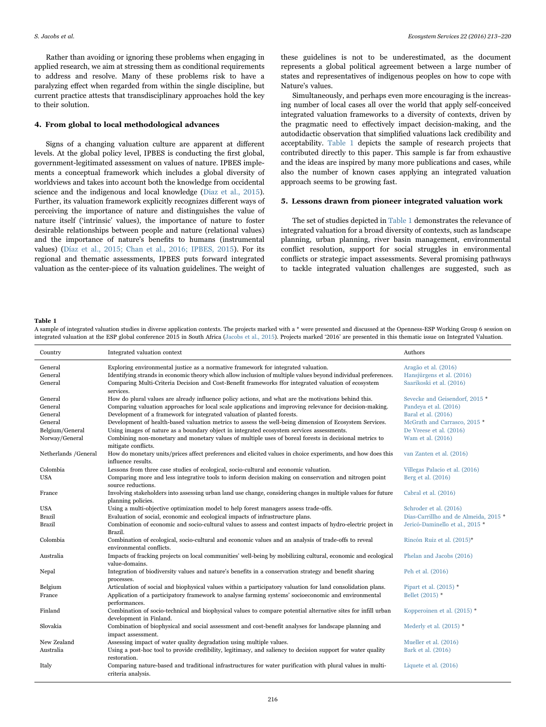Rather than avoiding or ignoring these problems when engaging in applied research, we aim at stressing them as conditional requirements to address and resolve. Many of these problems risk to have a paralyzing effect when regarded from within the single discipline, but current practice attests that transdisciplinary approaches hold the key to their solution.

## 4. From global to local methodological advances

Signs of a changing valuation culture are apparent at different levels. At the global policy level, IPBES is conducting the first global, government-legitimated assessment on values of nature. IPBES implements a conceptual framework which includes a global diversity of worldviews and takes into account both the knowledge from occidental science and the indigenous and local knowledge (Diaz et al., 2015). Further, its valuation framework explicitly recognizes different ways of perceiving the importance of nature and distinguishes the value of nature itself ('intrinsic' values), the importance of nature to foster desirable relationships between people and nature (relational values) and the importance of nature's benefits to humans (instrumental values) (Díaz et al., 2015; Chan et al., 2016; IPBES, 2015). For its regional and thematic assessments, IPBES puts forward integrated valuation as the center-piece of its valuation guidelines. The weight of these guidelines is not to be underestimated, as the document represents a global political agreement between a large number of states and representatives of indigenous peoples on how to cope with Nature's values.

Simultaneously, and perhaps even more encouraging is the increasing number of local cases all over the world that apply self-conceived integrated valuation frameworks to a diversity of contexts, driven by the pragmatic need to effectively impact decision-making, and the autodidactic observation that simplified valuations lack credibility and acceptability. Table 1 depicts the sample of research projects that contributed directly to this paper. This sample is far from exhaustive and the ideas are inspired by many more publications and cases, while also the number of known cases applying an integrated valuation approach seems to be growing fast.

## 5. Lessons drawn from pioneer integrated valuation work

The set of studies depicted in Table 1 demonstrates the relevance of integrated valuation for a broad diversity of contexts, such as landscape planning, urban planning, river basin management, environmental conflict resolution, support for social struggles in environmental conflicts or strategic impact assessments. Several promising pathways to tackle integrated valuation challenges are suggested, such as

**Table 1**
A sample of integrated valuation studies in diverse application contexts. The projects marked with a * were presented and discussed at the Openness-ESP Working Group 6 session on integrated valuation at the ESP global conference 2015 in South Africa (Jacobs et al., 2015). Projects marked '2016' are presented in this thematic issue on Integrated Valuation.

| Country | Integrated valuation context | Authors |
|---|---|---|
| General | Exploring environmental justice as a normative framework for integrated valuation. | Aragão et al. (2016) |
| General | Identifying strands in economic theory which allow inclusion of multiple values beyond individual preferences. | Hansjürgens et al. (2016) |
| General | Comparing Multi-Criteria Decision and Cost-Benefit frameworks ffor integrated valuation of ecosystem services. | Saarikoski et al. (2016) |
| General | How do plural values are already influence policy actions, and what are the motivations behind this. | Sevecke and Geisendorf, 2015 * |
| General | Comparing valuation approaches for local scale applications and improving relevance for decision-making. | Pandeya et al. (2016) |
| General | Development of a framework for integrated valuation of planted forests. | Baral et al. (2016) |
| General | Development of health-based valuation metrics to assess the well-being dimension of Ecosystem Services. | McGrath and Carrasco, 2015 * |
| Belgium/General | Using images of nature as a boundary object in integrated ecosystem services assessments. | De Vreese et al. (2016) |
| Norway/General | Combining non-monetary and monetary values of multiple uses of boreal forests in decisional metrics to mitigate conflicts. | Wam et al. (2016) |
| Netherlands /General | How do monetary units/prices affect preferences and elicited values in choice experiments, and how does this influence results. | van Zanten et al. (2016) |
| Colombia | Lessons from three case studies of ecological, socio-cultural and economic valuation. | Villegas Palacio et al. (2016) |
| USA | Comparing more and less integrative tools to inform decision making on conservation and nitrogen point source reductions. | Berg et al. (2016) |
| France | Involving stakeholders into assessing urban land use change, considering changes in multiple values for future planning policies. | Cabral et al. (2016) |
| USA | Using a multi-objective optimization model to help forest managers assess trade-offs. | Schroder et al. (2016) |
| Brazil | Evaluation of social, economic and ecological impacts of infrastructure plans. | Dias-Carrillho and de Almeida, 2015 * |
| Brazil | Combination of economic and socio-cultural values to assess and contest impacts of hydro-electric project in Brazil. | Jericó-Daminello et al., 2015 * |
| Colombia | Combination of ecological, socio-cultural and economic values and an analysis of trade-offs to reveal environmental conflicts. | Rincón Ruiz et al. (2015)* |
| Australia | Impacts of fracking projects on local communities' well-being by mobilizing cultural, economic and ecological value-domains. | Phelan and Jacobs (2016) |
| Nepal | Integration of biodiversity values and nature's benefits in a conservation strategy and benefit sharing processes. | Peh et al. (2016) |
| Belgium | Articulation of social and biophysical values within a participatory valuation for land consolidation plans. | Pipart et al. (2015) * |
| France | Application of a participatory framework to analyse farming systems' socioeconomic and environmental performances. | Bellet (2015) * |
| Finland | Combination of socio-technical and biophysical values to compare potential alternative sites for infill urban development in Finland. | Kopperoinen et al. (2015) * |
| Slovakia | Combination of biophysical and social assessment and cost-benefit analyses for landscape planning and impact assessment. | Mederly et al. (2015) * |
| New Zealand | Assessing impact of water quality degradation using multiple values. | Mueller et al. (2016) |
| Australia | Using a post-hoc tool to provide credibility, legitimacy, and saliency to decision support for water quality restoration. | Bark et al. (2016) |
| Italy | Comparing nature-based and traditional infrastructures for water purification with plural values in multi-criteria analysis. | Liquete et al. (2016) |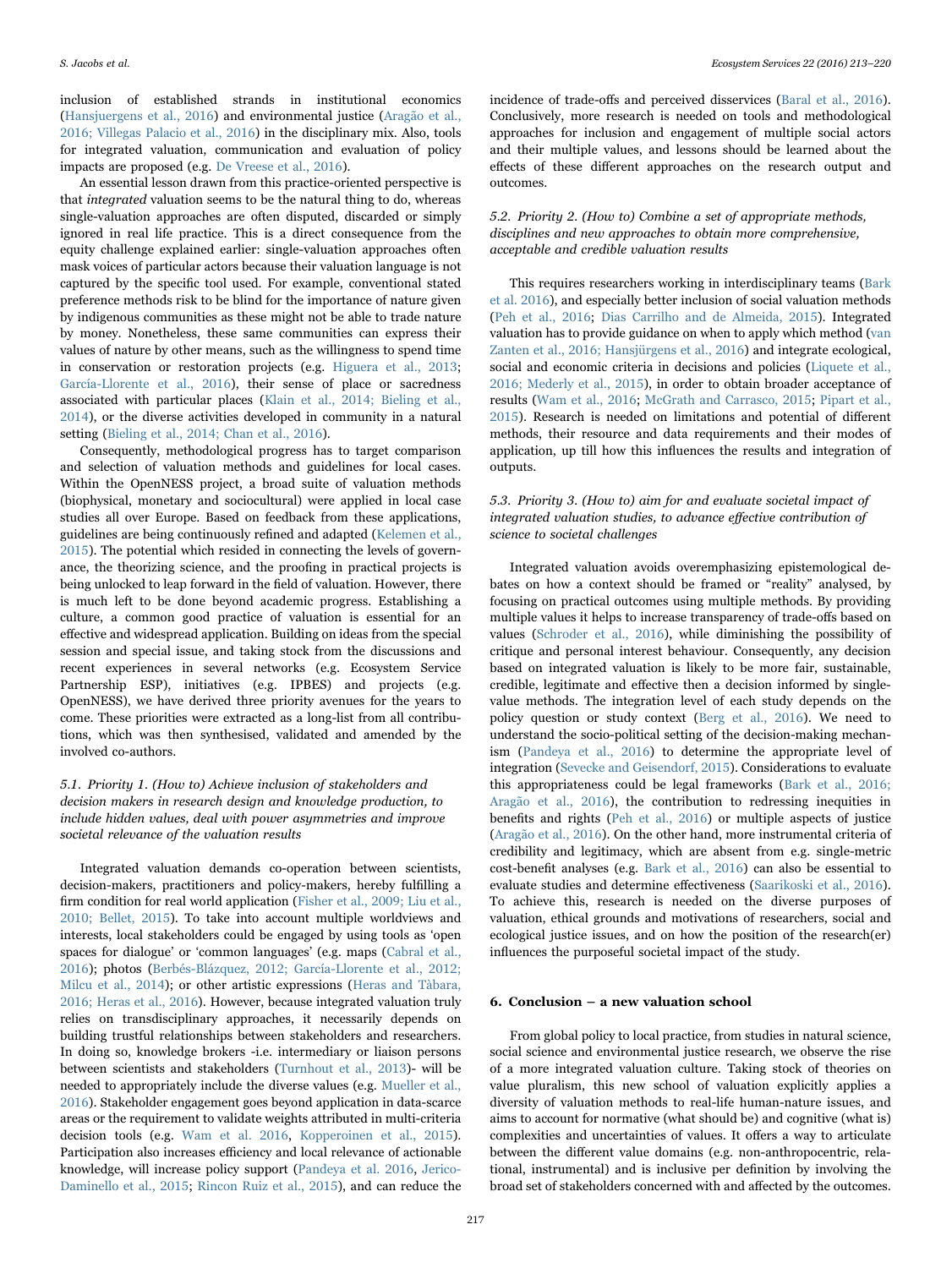inclusion of established strands in institutional economics (Hansjuergens et al., 2016) and environmental justice (Aragão et al., 2016; Villegas Palacio et al., 2016) in the disciplinary mix. Also, tools for integrated valuation, communication and evaluation of policy impacts are proposed (e.g. De Vreese et al., 2016).

An essential lesson drawn from this practice-oriented perspective is that *integrated* valuation seems to be the natural thing to do, whereas single-valuation approaches are often disputed, discarded or simply ignored in real life practice. This is a direct consequence from the equity challenge explained earlier: single-valuation approaches often mask voices of particular actors because their valuation language is not captured by the specific tool used. For example, conventional stated preference methods risk to be blind for the importance of nature given by indigenous communities as these might not be able to trade nature by money. Nonetheless, these same communities can express their values of nature by other means, such as the willingness to spend time in conservation or restoration projects (e.g. Higuera et al., 2013; García-Llorente et al., 2016), their sense of place or sacredness associated with particular places (Klain et al., 2014; Bieling et al., 2014), or the diverse activities developed in community in a natural setting (Bieling et al., 2014; Chan et al., 2016).

Consequently, methodological progress has to target comparison and selection of valuation methods and guidelines for local cases. Within the OpenNESS project, a broad suite of valuation methods (biophysical, monetary and sociocultural) were applied in local case studies all over Europe. Based on feedback from these applications, guidelines are being continuously refined and adapted (Kelemen et al., 2015). The potential which resided in connecting the levels of governance, the theorizing science, and the proofing in practical projects is being unlocked to leap forward in the field of valuation. However, there is much left to be done beyond academic progress. Establishing a culture, a common good practice of valuation is essential for an effective and widespread application. Building on ideas from the special session and special issue, and taking stock from the discussions and recent experiences in several networks (e.g. Ecosystem Service Partnership ESP), initiatives (e.g. IPBES) and projects (e.g. OpenNESS), we have derived three priority avenues for the years to come. These priorities were extracted as a long-list from all contributions, which was then synthesised, validated and amended by the involved co-authors.

### *5.1. Priority 1. (How to) Achieve inclusion of stakeholders and decision makers in research design and knowledge production, to include hidden values, deal with power asymmetries and improve societal relevance of the valuation results*

Integrated valuation demands co-operation between scientists, decision-makers, practitioners and policy-makers, hereby fulfilling a firm condition for real world application (Fisher et al., 2009; Liu et al., 2010; Bellet, 2015). To take into account multiple worldviews and interests, local stakeholders could be engaged by using tools as 'open spaces for dialogue' or 'common languages' (e.g. maps (Cabral et al., 2016); photos (Berbés-Blázquez, 2012; García-Llorente et al., 2012; Milcu et al., 2014); or other artistic expressions (Heras and Tàbara, 2016; Heras et al., 2016). However, because integrated valuation truly relies on transdisciplinary approaches, it necessarily depends on building trustful relationships between stakeholders and researchers. In doing so, knowledge brokers -i.e. intermediary or liaison persons between scientists and stakeholders (Turnhout et al., 2013)- will be needed to appropriately include the diverse values (e.g. Mueller et al., 2016). Stakeholder engagement goes beyond application in data-scarce areas or the requirement to validate weights attributed in multi-criteria decision tools (e.g. Wam et al. 2016, Kopperoinen et al., 2015). Participation also increases efficiency and local relevance of actionable knowledge, will increase policy support (Pandeya et al. 2016, Jerico-Daminello et al., 2015; Rincon Ruiz et al., 2015), and can reduce the incidence of trade-offs and perceived disservices (Baral et al., 2016). Conclusively, more research is needed on tools and methodological approaches for inclusion and engagement of multiple social actors and their multiple values, and lessons should be learned about the effects of these different approaches on the research output and outcomes.

### *5.2. Priority 2. (How to) Combine a set of appropriate methods, disciplines and new approaches to obtain more comprehensive, acceptable and credible valuation results*

This requires researchers working in interdisciplinary teams (Bark et al. 2016), and especially better inclusion of social valuation methods (Peh et al., 2016; Dias Carrilho and de Almeida, 2015). Integrated valuation has to provide guidance on when to apply which method (van Zanten et al., 2016; Hansjürgens et al., 2016) and integrate ecological, social and economic criteria in decisions and policies (Liquete et al., 2016; Mederly et al., 2015), in order to obtain broader acceptance of results (Wam et al., 2016; McGrath and Carrasco, 2015; Pipart et al., 2015). Research is needed on limitations and potential of different methods, their resource and data requirements and their modes of application, up till how this influences the results and integration of outputs.

### *5.3. Priority 3. (How to) aim for and evaluate societal impact of integrated valuation studies, to advance effective contribution of science to societal challenges*

Integrated valuation avoids overemphasizing epistemological debates on how a context should be framed or "reality" analysed, by focusing on practical outcomes using multiple methods. By providing multiple values it helps to increase transparency of trade-offs based on values (Schroder et al., 2016), while diminishing the possibility of critique and personal interest behaviour. Consequently, any decision based on integrated valuation is likely to be more fair, sustainable, credible, legitimate and effective then a decision informed by single-value methods. The integration level of each study depends on the policy question or study context (Berg et al., 2016). We need to understand the socio-political setting of the decision-making mechanism (Pandeya et al., 2016) to determine the appropriate level of integration (Sevecke and Geisendorf, 2015). Considerations to evaluate this appropriateness could be legal frameworks (Bark et al., 2016; Aragão et al., 2016), the contribution to redressing inequities in benefits and rights (Peh et al., 2016) or multiple aspects of justice (Aragão et al., 2016). On the other hand, more instrumental criteria of credibility and legitimacy, which are absent from e.g. single-metric cost-benefit analyses (e.g. Bark et al., 2016) can also be essential to evaluate studies and determine effectiveness (Saarikoski et al., 2016). To achieve this, research is needed on the diverse purposes of valuation, ethical grounds and motivations of researchers, social and ecological justice issues, and on how the position of the research(er) influences the purposeful societal impact of the study.

## 6. Conclusion – a new valuation school

From global policy to local practice, from studies in natural science, social science and environmental justice research, we observe the rise of a more integrated valuation culture. Taking stock of theories on value pluralism, this new school of valuation explicitly applies a diversity of valuation methods to real-life human-nature issues, and aims to account for normative (what should be) and cognitive (what is) complexities and uncertainties of values. It offers a way to articulate between the different value domains (e.g. non-anthropocentric, relational, instrumental) and is inclusive per definition by involving the broad set of stakeholders concerned with and affected by the outcomes.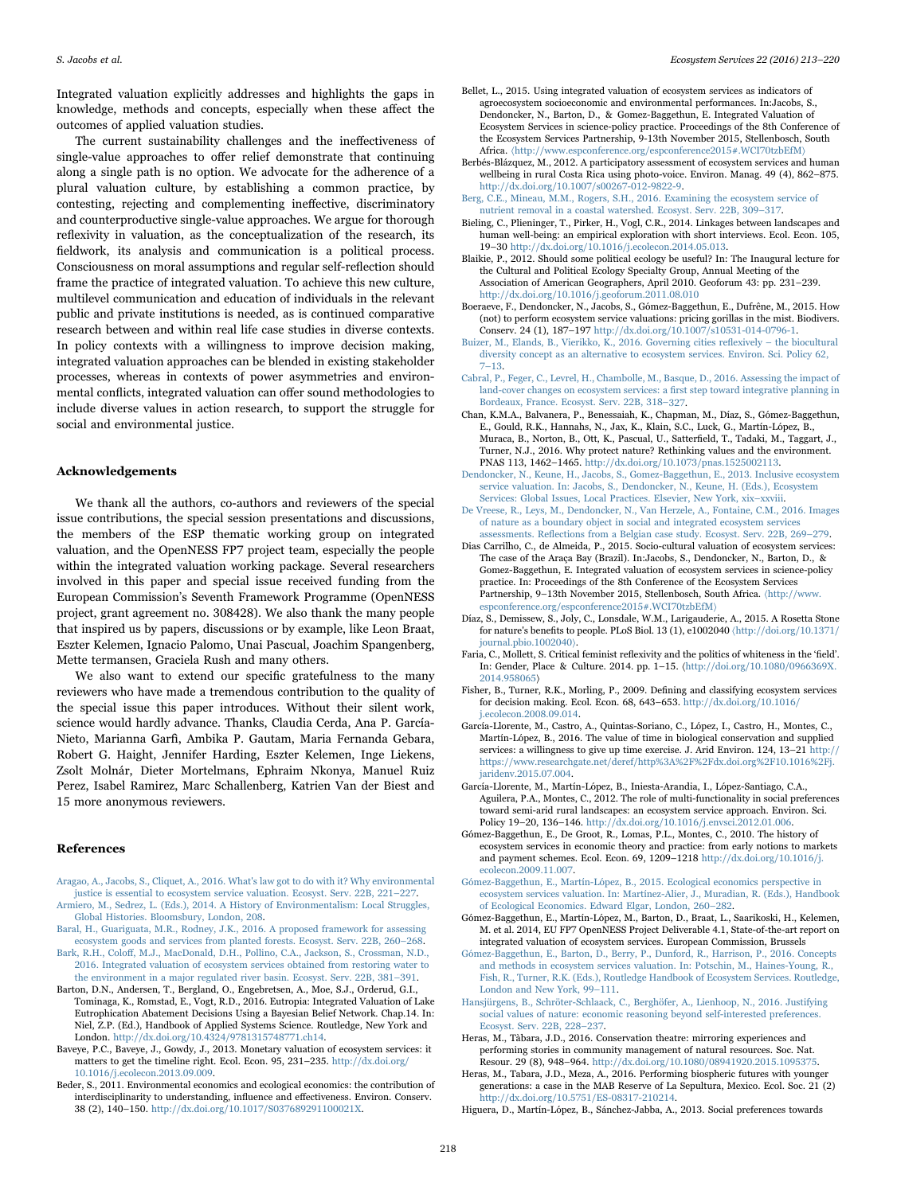Integrated valuation explicitly addresses and highlights the gaps in knowledge, methods and concepts, especially when these affect the outcomes of applied valuation studies.

The current sustainability challenges and the ineffectiveness of single-value approaches to offer relief demonstrate that continuing along a single path is no option. We advocate for the adherence of a plural valuation culture, by establishing a common practice, by contesting, rejecting and complementing ineffective, discriminatory and counterproductive single-value approaches. We argue for thorough reflexivity in valuation, as the conceptualization of the research, its fieldwork, its analysis and communication is a political process. Consciousness on moral assumptions and regular self-reflection should frame the practice of integrated valuation. To achieve this new culture, multilevel communication and education of individuals in the relevant public and private institutions is needed, as is continued comparative research between and within real life case studies in diverse contexts. In policy contexts with a willingness to improve decision making, integrated valuation approaches can be blended in existing stakeholder processes, whereas in contexts of power asymmetries and environmental conflicts, integrated valuation can offer sound methodologies to include diverse values in action research, to support the struggle for social and environmental justice.

## Acknowledgements

We thank all the authors, co-authors and reviewers of the special issue contributions, the special session presentations and discussions, the members of the ESP thematic working group on integrated valuation, and the OpenNESS FP7 project team, especially the people within the integrated valuation working package. Several researchers involved in this paper and special issue received funding from the European Commission's Seventh Framework Programme (OpenNESS project, grant agreement no. 308428). We also thank the many people that inspired us by papers, discussions or by example, like Leon Braat, Eszter Kelemen, Ignacio Palomo, Unai Pascual, Joachim Spangenberg, Mette termansen, Graciela Rush and many others.

We also want to extend our specific gratefulness to the many reviewers who have made a tremendous contribution to the quality of the special issue this paper introduces. Without their silent work, science would hardly advance. Thanks, Claudia Cerda, Ana P. García-Nieto, Marianna Garfì, Ambika P. Gautam, Maria Fernanda Gebara, Robert G. Haight, Jennifer Harding, Eszter Kelemen, Inge Liekens, Zsolt Molnár, Dieter Mortelmans, Ephraim Nkonya, Manuel Ruiz Perez, Isabel Ramirez, Marc Schallenberg, Katrien Van der Biest and 15 more anonymous reviewers.

## References

Aragao, A., Jacobs, S., Cliquet, A., 2016. What's law got to do with it? Why environmental justice is essential to ecosystem service valuation. Ecosyst. Serv. 22B, 221–227.

Armiero, M., Sedrez, L. (Eds.), 2014. A History of Environmentalism: Local Struggles, Global Histories. Bloomsbury, London, 208.

Baral, H., Guariguata, M.R., Rodney, J.K., 2016. A proposed framework for assessing ecosystem goods and services from planted forests. Ecosyst. Serv. 22B, 260–268.

Bark, R.H., Coloff, M.J., MacDonald, D.H., Pollino, C.A., Jackson, S., Crossman, N.D., 2016. Integrated valuation of ecosystem services obtained from restoring water to the environment in a major regulated river basin. Ecosyst. Serv. 22B, 381–391.

Barton, D.N., Andersen, T., Bergland, O., Engebretsen, A., Moe, S.J., Orderud, G.I., Tominaga, K., Romstad, E., Vogt, R.D., 2016. Eutropia: Integrated Valuation of Lake Eutrophication Abatement Decisions Using a Bayesian Belief Network. Chap.14. In: Niel, Z.P. (Ed.), Handbook of Applied Systems Science. Routledge, New York and London. http://dx.doi.org/10.4324/9781315748771.ch14.

Baveye, P.C., Baveye, J., Gowdy, J., 2013. Monetary valuation of ecosystem services: it matters to get the timeline right. Ecol. Econ. 95, 231–235. http://dx.doi.org/10.1016/j.ecolecon.2013.09.009.

Beder, S., 2011. Environmental economics and ecological economics: the contribution of interdisciplinarity to understanding, influence and effectiveness. Environ. Conserv. 38 (2), 140–150. http://dx.doi.org/10.1017/S037689291100021X.

Bellet, L., 2015. Using integrated valuation of ecosystem services as indicators of agroecosystem socioeconomic and environmental performances. In:Jacobs, S., Dendoncker, N., Barton, D., & Gomez-Baggethun, E. Integrated Valuation of Ecosystem Services in science-policy practice. Proceedings of the 8th Conference of the Ecosystem Services Partnership, 9-13th November 2015, Stellenbosch, South Africa. ⟨http://www.espconference.org/espconference2015#.WCI70tzbEfM⟩

Berbés-Blázquez, M., 2012. A participatory assessment of ecosystem services and human wellbeing in rural Costa Rica using photo-voice. Environ. Manag. 49 (4), 862–875. http://dx.doi.org/10.1007/s00267-012-9822-9.

Berg, C.E., Mineau, M.M., Rogers, S.H., 2016. Examining the ecosystem service of nutrient removal in a coastal watershed. Ecosyst. Serv. 22B, 309–317.

Bieling, C., Plieninger, T., Pirker, H., Vogl, C.R., 2014. Linkages between landscapes and human well-being: an empirical exploration with short interviews. Ecol. Econ. 105, 19–30 http://dx.doi.org/10.1016/j.ecolecon.2014.05.013.

Blaikie, P., 2012. Should some political ecology be useful? In: The Inaugural lecture for the Cultural and Political Ecology Specialty Group, Annual Meeting of the Association of American Geographers, April 2010. Geoforum 43: pp. 231–239. http://dx.doi.org/10.1016/j.geoforum.2011.08.010

Boeraeve, F., Dendoncker, N., Jacobs, S., Gómez-Baggethun, E., Dufrêne, M., 2015. How (not) to perform ecosystem service valuations: pricing gorillas in the mist. Biodivers. Conserv. 24 (1), 187–197 http://dx.doi.org/10.1007/s10531-014-0796-1.

Buizer, M., Elands, B., Vierikko, K., 2016. Governing cities reflexively – the biocultural diversity concept as an alternative to ecosystem services. Environ. Sci. Policy 62, 7–13.

Cabral, P., Feger, C., Levrel, H., Chambolle, M., Basque, D., 2016. Assessing the impact of land-cover changes on ecosystem services: a first step toward integrative planning in Bordeaux, France. Ecosyst. Serv. 22B, 318–327.

Chan, K.M.A., Balvanera, P., Benessaiah, K., Chapman, M., Díaz, S., Gómez-Baggethun, E., Gould, R.K., Hannahs, N., Jax, K., Klain, S.C., Luck, G., Martín-López, B., Muraca, B., Norton, B., Ott, K., Pascual, U., Satterfield, T., Tadaki, M., Taggart, J., Turner, N.J., 2016. Why protect nature? Rethinking values and the environment. PNAS 113, 1462–1465. http://dx.doi.org/10.1073/pnas.1525002113.

Dendoncker, N., Keune, H., Jacobs, S., Gomez-Baggethun, E., 2013. Inclusive ecosystem service valuation. In: Jacobs, S., Dendoncker, N., Keune, H. (Eds.), Ecosystem Services: Global Issues, Local Practices. Elsevier, New York, xix–xxviii.

De Vreese, R., Leys, M., Dendoncker, N., Van Herzele, A., Fontaine, C.M., 2016. Images of nature as a boundary object in social and integrated ecosystem services assessments. Reflections from a Belgian case study. Ecosyst. Serv. 22B, 269–279.

Dias Carrilho, C., de Almeida, P., 2015. Socio-cultural valuation of ecosystem services: The case of the Araça Bay (Brazil). In:Jacobs, S., Dendoncker, N., Barton, D., & Gomez-Baggethun, E. Integrated valuation of ecosystem services in science-policy practice. In: Proceedings of the 8th Conference of the Ecosystem Services Partnership, 9–13th November 2015, Stellenbosch, South Africa. ⟨http://www.espconference.org/espconference2015#.WCI70tzbEfM⟩

Díaz, S., Demissew, S., Joly, C., Lonsdale, W.M., Larigauderie, A., 2015. A Rosetta Stone for nature's benefits to people. PLoS Biol. 13 (1), e1002040 ⟨http://doi.org/10.1371/journal.pbio.1002040⟩.

Faria, C., Mollett, S. Critical feminist reflexivity and the politics of whiteness in the 'field'. In: Gender, Place & Culture. 2014. pp. 1–15. ⟨http://dx.doi.org/10.1080/0966369X.2014.958065⟩

Fisher, B., Turner, R.K., Morling, P., 2009. Defining and classifying ecosystem services for decision making. Ecol. Econ. 68, 643–653. http://dx.doi.org/10.1016/j.ecolecon.2008.09.014.

García-Llorente, M., Castro, A., Quintas-Soriano, C., López, I., Castro, H., Montes, C., Martín-López, B., 2016. The value of time in biological conservation and supplied services: a willingness to give up time exercise. J. Arid Environ. 124, 13–21 http://https://www.researchgate.net/deref/http%3A%2F%2Fdx.doi.org%2F10.1016%2Fj.jaridenv.2015.07.004.

García-Llorente, M., Martín-López, B., Iniesta-Arandia, I., López-Santiago, C.A., Aguilera, P.A., Montes, C., 2012. The role of multi-functionality in social preferences toward semi-arid rural landscapes: an ecosystem service approach. Environ. Sci. Policy 19–20, 136–146. http://dx.doi.org/10.1016/j.envsci.2012.01.006.

Gómez-Baggethun, E., De Groot, R., Lomas, P.L., Montes, C., 2010. The history of ecosystem services in economic theory and practice: from early notions to markets and payment schemes. Ecol. Econ. 69, 1209–1218 http://dx.doi.org/10.1016/j.ecolecon.2009.11.007.

Gómez-Baggethun, E., Martín-López, B., 2015. Ecological economics perspective in ecosystem services valuation. In: Martínez-Alier, J., Muradian, R. (Eds.), Handbook of Ecological Economics. Edward Elgar, London, 260–282.

Gómez-Baggethun, E., Martín-López, M., Barton, D., Braat, L., Saarikoski, H., Kelemen, M. et al. 2014, EU FP7 OpenNESS Project Deliverable 4.1, State-of-the-art report on integrated valuation of ecosystem services. European Commission, Brussels

Gómez-Baggethun, E., Barton, D., Berry, P., Dunford, R., Harrison, P., 2016. Concepts and methods in ecosystem services valuation. In: Potschin, M., Haines-Young, R., Fish, R., Turner, R.K. (Eds.), Routledge Handbook of Ecosystem Services. Routledge, London and New York, 99–111.

Hansjürgens, B., Schröter-Schlaack, C., Berghöfer, A., Lienhoop, N., 2016. Justifying social values of nature: economic reasoning beyond self-interested preferences. Ecosyst. Serv. 22B, 228–237.

Heras, M., Tàbara, J.D., 2016. Conservation theatre: mirroring experiences and performing stories in community management of natural resources. Soc. Nat. Resour. 29 (8), 948–964. http://dx.doi.org/10.1080/08941920.2015.1095375.

Heras, M., Tabara, J.D., Meza, A., 2016. Performing biospheric futures with younger generations: a case in the MAB Reserve of La Sepultura, Mexico. Ecol. Soc. 21 (2) http://dx.doi.org/10.5751/ES-08317-210214.

Higuera, D., Martín-López, B., Sánchez-Jabba, A., 2013. Social preferences towards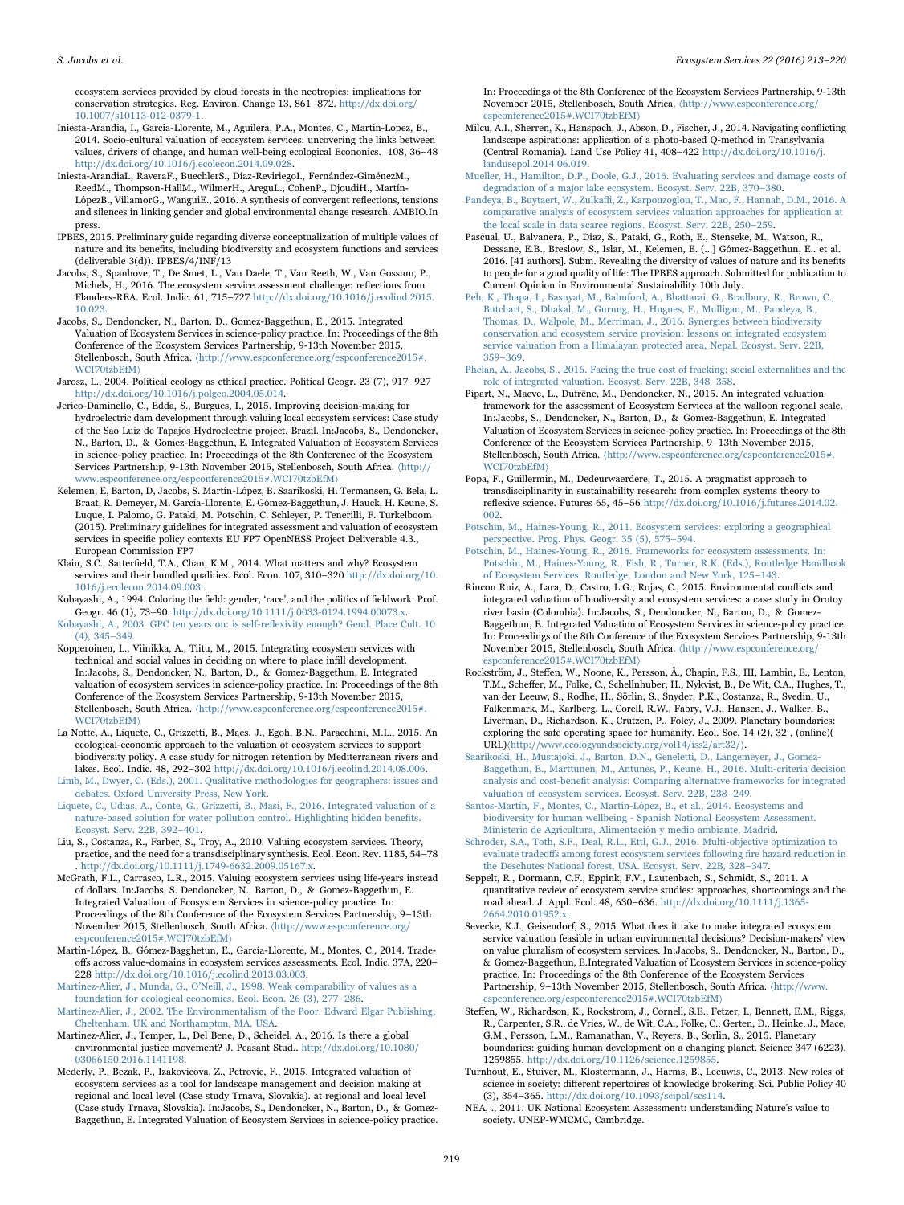ecosystem services provided by cloud forests in the neotropics: implications for conservation strategies. Reg. Environ. Change 13, 861–872. http://dx.doi.org/10.1007/s10113-012-0379-1.

Iniesta-Arandia, I., Garcia-Llorente, M., Aguilera, P.A., Montes, C., Martin-Lopez, B., 2014. Socio-cultural valuation of ecosystem services: uncovering the links between values, drivers of change, and human well-being ecological Econonics. 108, 36–48 http://dx.doi.org/10.1016/j.ecolecon.2014.09.028.

Iniesta-ArandiaI., RaveraF., BuechlerS., Díaz-ReviriegoI., Fernández-GiménezM., ReedM., Thompson-HallM., WilmerH., AreguL., CohenP., DjoudiH., Martín-LópezB., VillamorG., WanguiE., 2016. A synthesis of convergent reflections, tensions and silences in linking gender and global environmental change research. AMBIO.In press.

IPBES, 2015. Preliminary guide regarding diverse conceptualization of multiple values of nature and its benefits, including biodiversity and ecosystem functions and services (deliverable 3(d)). IPBES/4/INF/13

Jacobs, S., Spanhove, T., De Smet, L., Van Daele, T., Van Reeth, W., Van Gossum, P., Michels, H., 2016. The ecosystem service assessment challenge: reflections from Flanders-REA. Ecol. Indic. 61, 715–727 http://dx.doi.org/10.1016/j.ecolind.2015.10.023.

Jacobs, S., Dendoncker, N., Barton, D., Gomez-Baggethun, E., 2015. Integrated Valuation of Ecosystem Services in science-policy practice. In: Proceedings of the 8th Conference of the Ecosystem Services Partnership, 9-13th November 2015, Stellenbosch, South Africa. ⟨http://www.espconference.org/espconference2015#.WCI70tzbEfM⟩

Jarosz, L., 2004. Political ecology as ethical practice. Political Geogr. 23 (7), 917–927 http://dx.doi.org/10.1016/j.polgeo.2004.05.014.

Jerico-Daminello, C., Edda, S., Burgues, I., 2015. Improving decision-making for hydroelectric dam development through valuing local ecosystem services: Case study of the Sao Luiz de Tapajos Hydroelectric project, Brazil. In:Jacobs, S., Dendoncker, N., Barton, D., & Gomez-Baggethun, E. Integrated Valuation of Ecosystem Services in science-policy practice. In: Proceedings of the 8th Conference of the Ecosystem Services Partnership, 9-13th November 2015, Stellenbosch, South Africa. ⟨http://www.espconference.org/espconference2015#.WCI70tzbEfM⟩

Kelemen, E, Barton, D, Jacobs, S. Martín-López, B. Saarikoski, H. Termansen, G. Bela, L. Braat, R. Demeyer, M. García-Llorente, E. Gómez-Baggethun, J. Hauck, H. Keune, S. Luque, I. Palomo, G. Pataki, M. Potschin, C. Schleyer, P. Tenerilli, F. Turkelboom (2015). Preliminary guidelines for integrated assessment and valuation of ecosystem services in specific policy contexts EU FP7 OpenNESS Project Deliverable 4.3., European Commission FP7

Klain, S.C., Satterfield, T.A., Chan, K.M., 2014. What matters and why? Ecosystem services and their bundled qualities. Ecol. Econ. 107, 310–320 http://dx.doi.org/10.1016/j.ecolecon.2014.09.003.

Kobayashi, A., 1994. Coloring the field: gender, 'race', and the politics of fieldwork. Prof. Geogr. 46 (1), 73–90. http://dx.doi.org/10.1111/j.0033-0124.1994.00073.x.

Kobayashi, A., 2003. GPC ten years on: is self-reflexivity enough? Gend. Place Cult. 10 (4), 345–349.

Kopperoinen, L., Viinikka, A., Tiitu, M., 2015. Integrating ecosystem services with technical and social values in deciding on where to place infill development. In:Jacobs, S., Dendoncker, N., Barton, D., & Gomez-Baggethun, E. Integrated valuation of ecosystem services in science-policy practice. In: Proceedings of the 8th Conference of the Ecosystem Services Partnership, 9-13th November 2015, Stellenbosch, South Africa. ⟨http://www.espconference.org/espconference2015#.WCI70tzbEfM⟩

La Notte, A., Liquete, C., Grizzetti, B., Maes, J., Egoh, B.N., Paracchini, M.L., 2015. An ecological-economic approach to the valuation of ecosystem services to support biodiversity policy. A case study for nitrogen retention by Mediterranean rivers and lakes. Ecol. Indic. 48, 292–302 http://dx.doi.org/10.1016/j.ecolind.2014.08.006.

Limb, M., Dwyer, C. (Eds.), 2001. Qualitative methodologies for geographers: issues and debates. Oxford University Press, New York.

Liquete, C., Udias, A., Conte, G., Grizzetti, B., Masi, F., 2016. Integrated valuation of a nature-based solution for water pollution control. Highlighting hidden benefits. Ecosyst. Serv. 22B, 392–401.

Liu, S., Costanza, R., Farber, S., Troy, A., 2010. Valuing ecosystem services. Theory, practice, and the need for a transdisciplinary synthesis. Ecol. Econ. Rev. 1185, 54–78 . http://dx.doi.org/10.1111/j.1749-6632.2009.05167.x.

McGrath, F.L., Carrasco, L.R., 2015. Valuing ecosystem services using life-years instead of dollars. In:Jacobs, S. Dendoncker, N., Barton, D., & Gomez-Baggethun, E. Integrated Valuation of Ecosystem Services in science-policy practice. In: Proceedings of the 8th Conference of the Ecosystem Services Partnership, 9–13th November 2015, Stellenbosch, South Africa. ⟨http://www.espconference.org/espconference2015#.WCI70tzbEfM⟩

Martín-López, B., Gómez-Bagghetun, E., García-Llorente, M., Montes, C., 2014. Trade-offs across value-domains in ecosystem services assessments. Ecol. Indic. 37A, 220–228 http://dx.doi.org/10.1016/j.ecolind.2013.03.003.

Martínez-Alier, J., Munda, G., O'Neill, J., 1998. Weak comparability of values as a foundation for ecological economics. Ecol. Econ. 26 (3), 277–286.

Martínez-Alier, J., 2002. The Environmentalism of the Poor. Edward Elgar Publishing, Cheltenham, UK and Northampton, MA, USA.

Martinez-Alier, J., Temper, L., Del Bene, D., Scheidel, A., 2016. Is there a global environmental justice movement? J. Peasant Stud.. http://dx.doi.org/10.1080/03066150.2016.1141198.

Mederly, P., Bezak, P., Izakovicova, Z., Petrovic, F., 2015. Integrated valuation of ecosystem services as a tool for landscape management and decision making at regional and local level (Case study Trnava, Slovakia). at regional and local level (Case study Trnava, Slovakia). In:Jacobs, S., Dendoncker, N., Barton, D., & Gomez-Baggethun, E. Integrated Valuation of Ecosystem Services in science-policy practice. In: Proceedings of the 8th Conference of the Ecosystem Services Partnership, 9-13th November 2015, Stellenbosch, South Africa. ⟨http://www.espconference.org/espconference2015#.WCI70tzbEfM⟩

Milcu, A.I., Sherren, K., Hanspach, J., Abson, D., Fischer, J., 2014. Navigating conflicting landscape aspirations: application of a photo-based Q-method in Transylvania (Central Romania). Land Use Policy 41, 408–422 http://dx.doi.org/10.1016/j.landusepol.2014.06.019.

Mueller, H., Hamilton, D.P., Doole, G.J., 2016. Evaluating services and damage costs of degradation of a major lake ecosystem. Ecosyst. Serv. 22B, 370–380.

Pandeya, B., Buytaert, W., Zulkafli, Z., Karpouzoglou, T., Mao, F., Hannah, D.M., 2016. A comparative analysis of ecosystem services valuation approaches for application at the local scale in data scarce regions. Ecosyst. Serv. 22B, 250–259.

Pascual, U., Balvanera, P., Diaz, S., Pataki, G., Roth, E., Stenseke, M., Watson, R., Dessane, E.B., Breslow, S., Islar, M., Kelemen, E. (...] Gómez-Baggethun, E.. et al. 2016. [41 authors]. Subm. Revealing the diversity of values of nature and its benefits to people for a good quality of life: The IPBES approach. Submitted for publication to Current Opinion in Environmental Sustainability 10th July.

Peh, K., Thapa, I., Basnyat, M., Balmford, A., Bhattarai, G., Bradbury, R., Brown, C., Butchart, S., Dhakal, M., Gurung, H., Hugues, F., Mulligan, M., Pandeya, B., Thomas, D., Walpole, M., Merriman, J., 2016. Synergies between biodiversity conservation and ecosystem service provision: lessons on integrated ecosystem service valuation from a Himalayan protected area, Nepal. Ecosyst. Serv. 22B, 359–369.

Phelan, A., Jacobs, S., 2016. Facing the true cost of fracking; social externalities and the role of integrated valuation. Ecosyst. Serv. 22B, 348–358.

Pipart, N., Maeve, L., Dufrêne, M., Dendoncker, N., 2015. An integrated valuation framework for the assessment of Ecosystem Services at the walloon regional scale. In:Jacobs, S., Dendoncker, N., Barton, D., & Gomez-Baggethun, E. Integrated Valuation of Ecosystem Services in science-policy practice. In: Proceedings of the 8th Conference of the Ecosystem Services Partnership, 9–13th November 2015, Stellenbosch, South Africa. ⟨http://www.espconference.org/espconference2015#.WCI70tzbEfM⟩

Popa, F., Guillermin, M., Dedeurwaerdere, T., 2015. A pragmatist approach to transdisciplinarity in sustainability research: from complex systems theory to reflexive science. Futures 65, 45–56 http://dx.doi.org/10.1016/j.futures.2014.02.002.

Potschin, M., Haines-Young, R., 2011. Ecosystem services: exploring a geographical perspective. Prog. Phys. Geogr. 35 (5), 575–594.

Potschin, M., Haines-Young, R., 2016. Frameworks for ecosystem assessments. In: Potschin, M., Haines-Young, R., Fish, R., Turner, R.K. (Eds.), Routledge Handbook of Ecosystem Services. Routledge, London and New York, 125–143.

Rincon Ruiz, A., Lara, D., Castro, L.G., Rojas, C., 2015. Environmental conflicts and integrated valuation of biodiversity and ecosystem services: a case study in Orotoy river basin (Colombia). In:Jacobs, S., Dendoncker, N., Barton, D., & Gomez-Baggethun, E. Integrated Valuation of Ecosystem Services in science-policy practice. In: Proceedings of the 8th Conference of the Ecosystem Services Partnership, 9-13th November 2015, Stellenbosch, South Africa. ⟨http://www.espconference.org/espconference2015#.WCI70tzbEfM⟩

Rockström, J., Steffen, W., Noone, K., Persson, Å., Chapin, F.S., III, Lambin, E., Lenton, T.M., Scheffer, M., Folke, C., Schellnhuber, H., Nykvist, B., De Wit, C.A., Hughes, T., van der Leeuw, S., Rodhe, H., Sörlin, S., Snyder, P.K., Costanza, R., Svedin, U., Falkenmark, M., Karlberg, L., Corell, R.W., Fabry, V.J., Hansen, J., Walker, B., Liverman, D., Richardson, K., Crutzen, P., Foley, J., 2009. Planetary boundaries: exploring the safe operating space for humanity. Ecol. Soc. 14 (2), 32 , (online)( URL)⟨http://www.ecologyandsociety.org/vol14/iss2/art32/⟩.

Saarikoski, H., Mustajoki, J., Barton, D.N., Geneletti, D., Langemeyer, J., Gomez-Baggethun, E., Marttunen, M., Antunes, P., Keune, H., 2016. Multi-criteria decision analysis and cost-benefit analysis: Comparing alternative frameworks for integrated valuation of ecosystem services. Ecosyst. Serv. 22B, 238–249.

Santos-Martín, F., Montes, C., Martín-López, B., et al., 2014. Ecosystems and biodiversity for human wellbeing - Spanish National Ecosystem Assessment. Ministerio de Agricultura, Alimentación y medio ambiente, Madrid.

Schroder, S.A., Toth, S.F., Deal, R.L., Ettl, G.J., 2016. Multi-objective optimization to evaluate tradeoffs among forest ecosystem services following fire hazard reduction in the Deschutes National forest, USA. Ecosyst. Serv. 22B, 328–347.

Seppelt, R., Dormann, C.F., Eppink, F.V., Lautenbach, S., Schmidt, S., 2011. A quantitative review of ecosystem service studies: approaches, shortcomings and the road ahead. J. Appl. Ecol. 48, 630–636. http://dx.doi.org/10.1111/j.1365-2664.2010.01952.x.

Sevecke, K.J., Geisendorf, S., 2015. What does it take to make integrated ecosystem service valuation feasible in urban environmental decisions? Decision-makers' view on value pluralism of ecosystem services. In:Jacobs, S., Dendoncker, N., Barton, D., & Gomez-Baggethun, E.Integrated Valuation of Ecosystem Services in science-policy practice. In: Proceedings of the 8th Conference of the Ecosystem Services Partnership, 9–13th November 2015, Stellenbosch, South Africa. ⟨http://www.espconference.org/espconference2015#.WCI70tzbEfM⟩

Steffen, W., Richardson, K., Rockstrom, J., Cornell, S.E., Fetzer, I., Bennett, E.M., Riggs, R., Carpenter, S.R., de Vries, W., de Wit, C.A., Folke, C., Gerten, D., Heinke, J., Mace, G.M., Persson, L.M., Ramanathan, V., Reyers, B., Sorlin, S., 2015. Planetary boundaries: guiding human development on a changing planet. Science 347 (6223), 1259855. http://dx.doi.org/10.1126/science.1259855.

Turnhout, E., Stuiver, M., Klostermann, J., Harms, B., Leeuwis, C., 2013. New roles of science in society: different repertoires of knowledge brokering. Sci. Public Policy 40 (3), 354–365. http://dx.doi.org/10.1093/scipol/scs114.

NEA, ., 2011. UK National Ecosystem Assessment: understanding Nature's value to society. UNEP-WMCMC, Cambridge.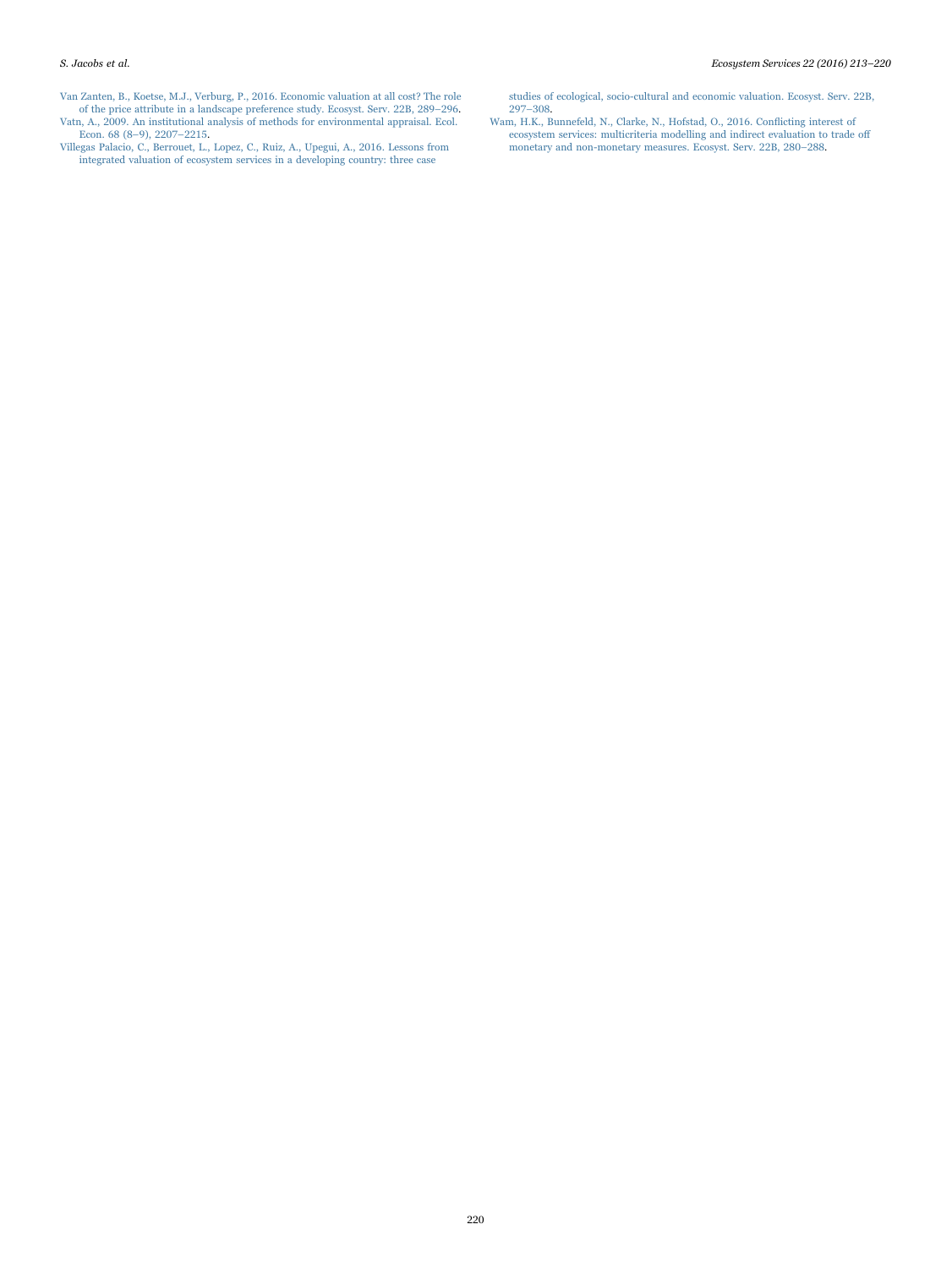Van Zanten, B., Koetse, M.J., Verburg, P., 2016. Economic valuation at all cost? The role of the price attribute in a landscape preference study. Ecosyst. Serv. 22B, 289–296.

Vatn, A., 2009. An institutional analysis of methods for environmental appraisal. Ecol. Econ. 68 (8–9), 2207–2215.

Villegas Palacio, C., Berrouet, L., Lopez, C., Ruiz, A., Upegui, A., 2016. Lessons from integrated valuation of ecosystem services in a developing country: three case studies of ecological, socio-cultural and economic valuation. Ecosyst. Serv. 22B, 297–308.

Wam, H.K., Bunnefeld, N., Clarke, N., Hofstad, O., 2016. Conflicting interest of ecosystem services: multicriteria modelling and indirect evaluation to trade off monetary and non-monetary measures. Ecosyst. Serv. 22B, 280–288.